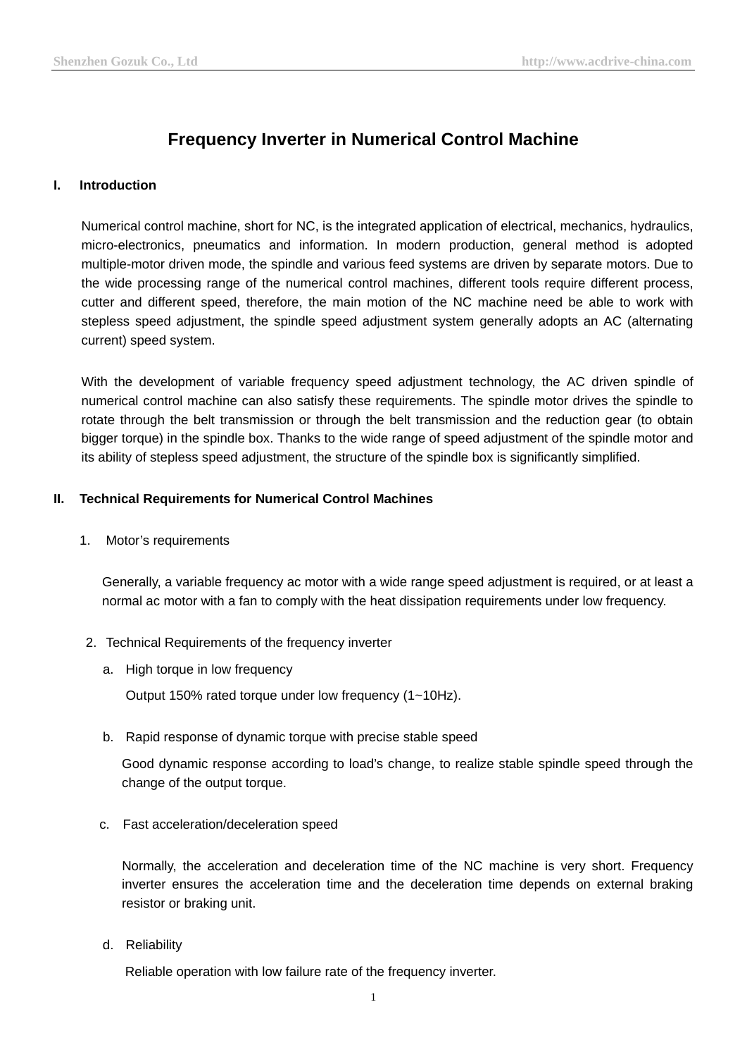# Frequency Inverter in Numerical Control Machine

## I. Introduction

Numerical control machine, short for NC, is the integrated application of electrical, mechanics, hydraulics, micro-electronics, pneumatics and information. In modern production, general method is adopted multiple-motor driven mode, the spindle and various feed systems are driven by separate motors. Due to the wide processing range of the numerical control machines, different tools require different process, cutter and different speed, therefore, the main motion of the NC machine need be able to work with stepless speed adjustment, the spindle speed adjustment system generally adopts an AC (alternating current) speed system.

With the development of variable frequency speed adjustment technology, the AC driven spindle of numerical control machine can also satisfy these requirements. The spindle motor drives the spindle to rotate through the belt transmission or through the belt transmission and the reduction gear (to obtain bigger torque) in the spindle box. Thanks to the wide range of speed adjustment of the spindle motor and its ability of stepless speed adjustment, the structure of the spindle box is significantly simplified.

## II. Technical Requirements for Numerical Control Machines

1. Motor's requirements

   Generally, a variable frequency ac motor with a wide range speed adjustment is required, or at least a normal ac motor with a fan to comply with the heat dissipation requirements under low frequency.

2. Technical Requirements of the frequency inverter

   a. High torque in low frequency

      Output 150% rated torque under low frequency (1~10Hz).

   b. Rapid response of dynamic torque with precise stable speed

      Good dynamic response according to load's change, to realize stable spindle speed through the change of the output torque.

   c. Fast acceleration/deceleration speed

      Normally, the acceleration and deceleration time of the NC machine is very short. Frequency inverter ensures the acceleration time and the deceleration time depends on external braking resistor or braking unit.

   d. Reliability

      Reliable operation with low failure rate of the frequency inverter.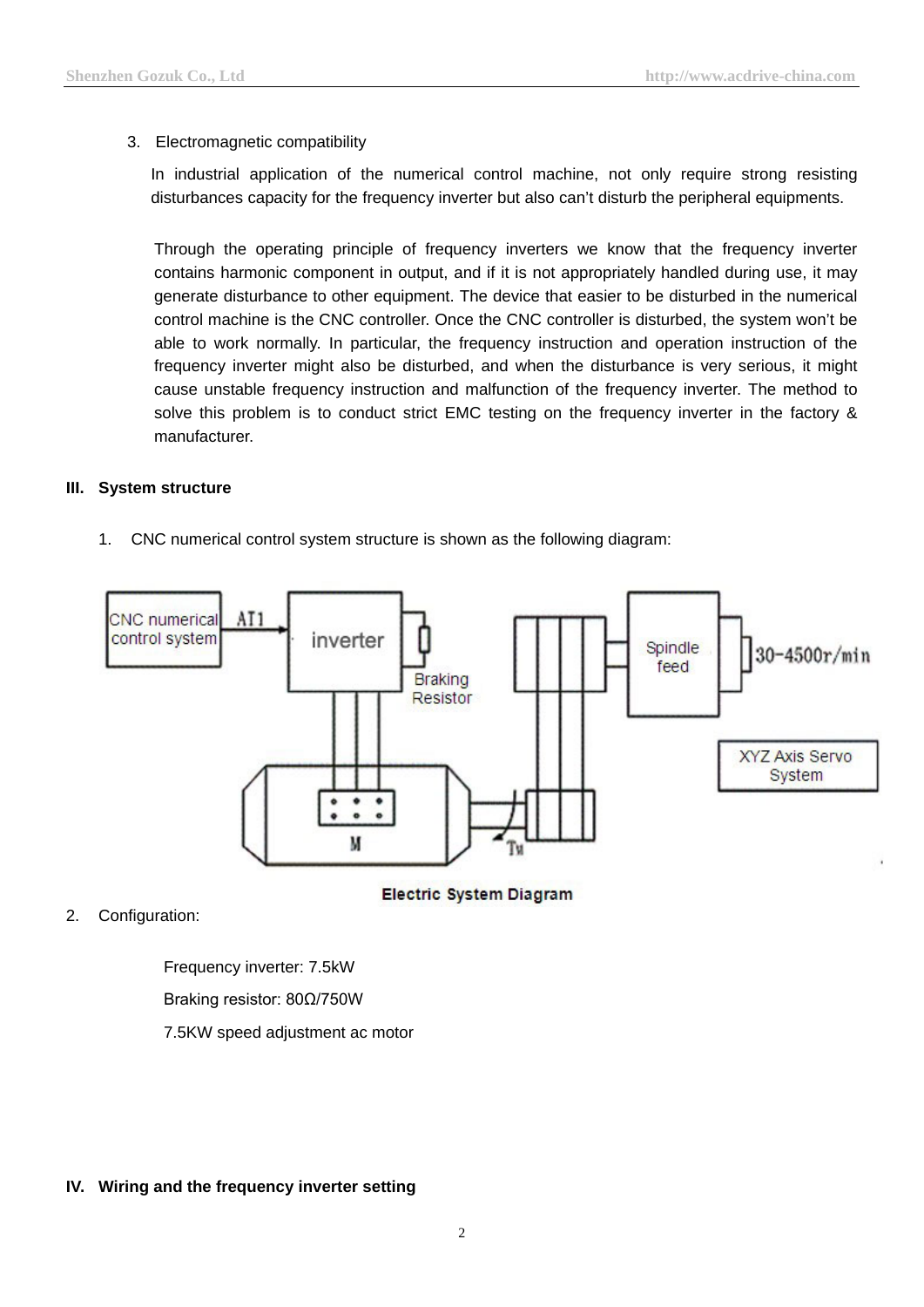3. Electromagnetic compatibility

In industrial application of the numerical control machine, not only require strong resisting disturbances capacity for the frequency inverter but also can't disturb the peripheral equipments.

Through the operating principle of frequency inverters we know that the frequency inverter contains harmonic component in output, and if it is not appropriately handled during use, it may generate disturbance to other equipment. The device that easier to be disturbed in the numerical control machine is the CNC controller. Once the CNC controller is disturbed, the system won't be able to work normally. In particular, the frequency instruction and operation instruction of the frequency inverter might also be disturbed, and when the disturbance is very serious, it might cause unstable frequency instruction and malfunction of the frequency inverter. The method to solve this problem is to conduct strict EMC testing on the frequency inverter in the factory & manufacturer.

## III. System structure

1. CNC numerical control system structure is shown as the following diagram:

Electric System Diagram

2. Configuration:

Frequency inverter: 7.5kW

Braking resistor: 80Ω/750W

7.5KW speed adjustment ac motor

## IV. Wiring and the frequency inverter setting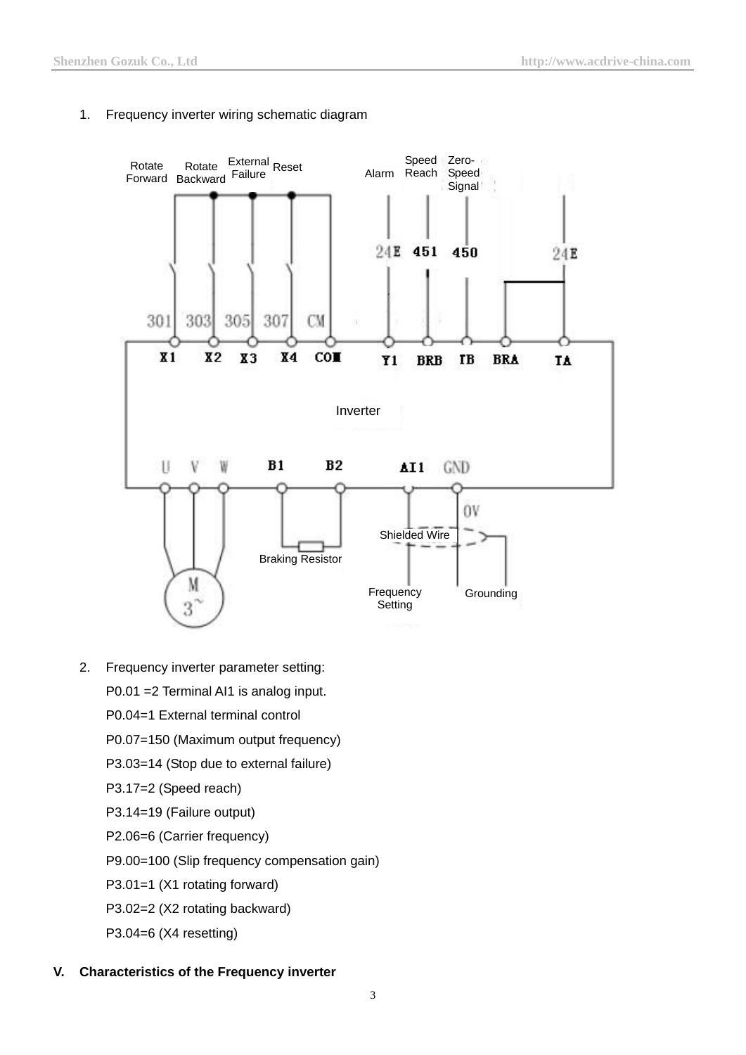1. Frequency inverter wiring schematic diagram

Rotate Forward, Rotate Backward, External Failure, Reset, Alarm, Speed Reach, Zero-Speed Signal

301 303 305 307 CM 24E 451 450 24E

X1 X2 X3 X4 COM Y1 BRB IB BRA TA

Inverter

U V W B1 B2 AI1 GND

0V

Shielded Wire

Braking Resistor

M 3~

Frequency Setting

Grounding

2. Frequency inverter parameter setting:

   P0.01 =2 Terminal AI1 is analog input.

   P0.04=1 External terminal control

   P0.07=150 (Maximum output frequency)

   P3.03=14 (Stop due to external failure)

   P3.17=2 (Speed reach)

   P3.14=19 (Failure output)

   P2.06=6 (Carrier frequency)

   P9.00=100 (Slip frequency compensation gain)

   P3.01=1 (X1 rotating forward)

   P3.02=2 (X2 rotating backward)

   P3.04=6 (X4 resetting)

## V. Characteristics of the Frequency inverter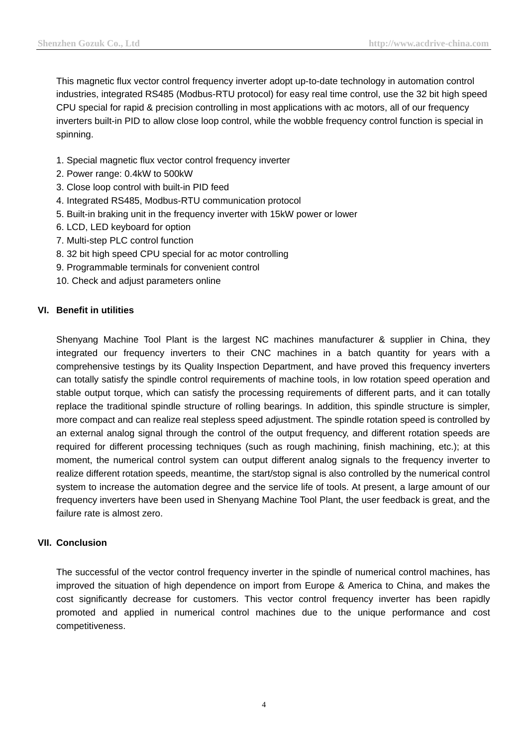This magnetic flux vector control frequency inverter adopt up-to-date technology in automation control industries, integrated RS485 (Modbus-RTU protocol) for easy real time control, use the 32 bit high speed CPU special for rapid & precision controlling in most applications with ac motors, all of our frequency inverters built-in PID to allow close loop control, while the wobble frequency control function is special in spinning.

1. Special magnetic flux vector control frequency inverter
2. Power range: 0.4kW to 500kW
3. Close loop control with built-in PID feed
4. Integrated RS485, Modbus-RTU communication protocol
5. Built-in braking unit in the frequency inverter with 15kW power or lower
6. LCD, LED keyboard for option
7. Multi-step PLC control function
8. 32 bit high speed CPU special for ac motor controlling
9. Programmable terminals for convenient control
10. Check and adjust parameters online

## VI. Benefit in utilities

Shenyang Machine Tool Plant is the largest NC machines manufacturer & supplier in China, they integrated our frequency inverters to their CNC machines in a batch quantity for years with a comprehensive testings by its Quality Inspection Department, and have proved this frequency inverters can totally satisfy the spindle control requirements of machine tools, in low rotation speed operation and stable output torque, which can satisfy the processing requirements of different parts, and it can totally replace the traditional spindle structure of rolling bearings. In addition, this spindle structure is simpler, more compact and can realize real stepless speed adjustment. The spindle rotation speed is controlled by an external analog signal through the control of the output frequency, and different rotation speeds are required for different processing techniques (such as rough machining, finish machining, etc.); at this moment, the numerical control system can output different analog signals to the frequency inverter to realize different rotation speeds, meantime, the start/stop signal is also controlled by the numerical control system to increase the automation degree and the service life of tools. At present, a large amount of our frequency inverters have been used in Shenyang Machine Tool Plant, the user feedback is great, and the failure rate is almost zero.

## VII. Conclusion

The successful of the vector control frequency inverter in the spindle of numerical control machines, has improved the situation of high dependence on import from Europe & America to China, and makes the cost significantly decrease for customers. This vector control frequency inverter has been rapidly promoted and applied in numerical control machines due to the unique performance and cost competitiveness.